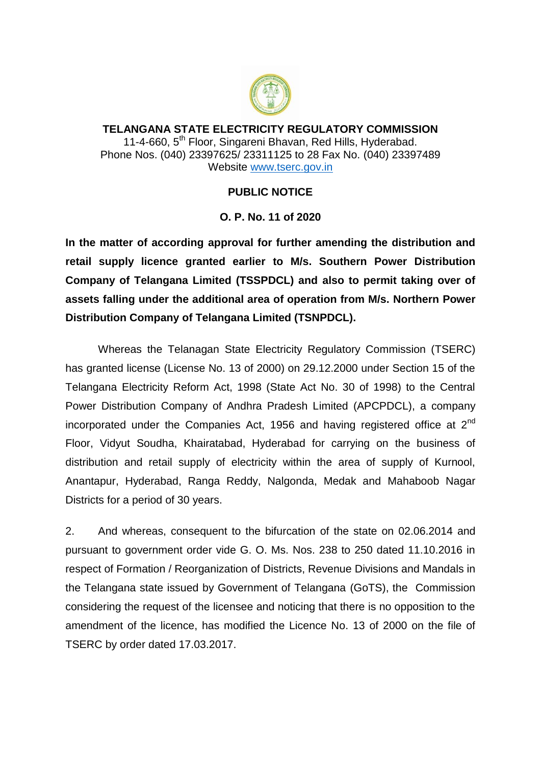**TELANGANA STATE ELECTRICITY REGULATORY COMMISSION**
11-4-660, 5th Floor, Singareni Bhavan, Red Hills, Hyderabad.
Phone Nos. (040) 23397625/ 23311125 to 28 Fax No. (040) 23397489
Website www.tserc.gov.in

**PUBLIC NOTICE**

**O. P. No. 11 of 2020**

**In the matter of according approval for further amending the distribution and retail supply licence granted earlier to M/s. Southern Power Distribution Company of Telangana Limited (TSSPDCL) and also to permit taking over of assets falling under the additional area of operation from M/s. Northern Power Distribution Company of Telangana Limited (TSNPDCL).**

Whereas the Telanagan State Electricity Regulatory Commission (TSERC) has granted license (License No. 13 of 2000) on 29.12.2000 under Section 15 of the Telangana Electricity Reform Act, 1998 (State Act No. 30 of 1998) to the Central Power Distribution Company of Andhra Pradesh Limited (APCPDCL), a company incorporated under the Companies Act, 1956 and having registered office at 2nd Floor, Vidyut Soudha, Khairatabad, Hyderabad for carrying on the business of distribution and retail supply of electricity within the area of supply of Kurnool, Anantapur, Hyderabad, Ranga Reddy, Nalgonda, Medak and Mahaboob Nagar Districts for a period of 30 years.

2. And whereas, consequent to the bifurcation of the state on 02.06.2014 and pursuant to government order vide G. O. Ms. Nos. 238 to 250 dated 11.10.2016 in respect of Formation / Reorganization of Districts, Revenue Divisions and Mandals in the Telangana state issued by Government of Telangana (GoTS), the Commission considering the request of the licensee and noticing that there is no opposition to the amendment of the licence, has modified the Licence No. 13 of 2000 on the file of TSERC by order dated 17.03.2017.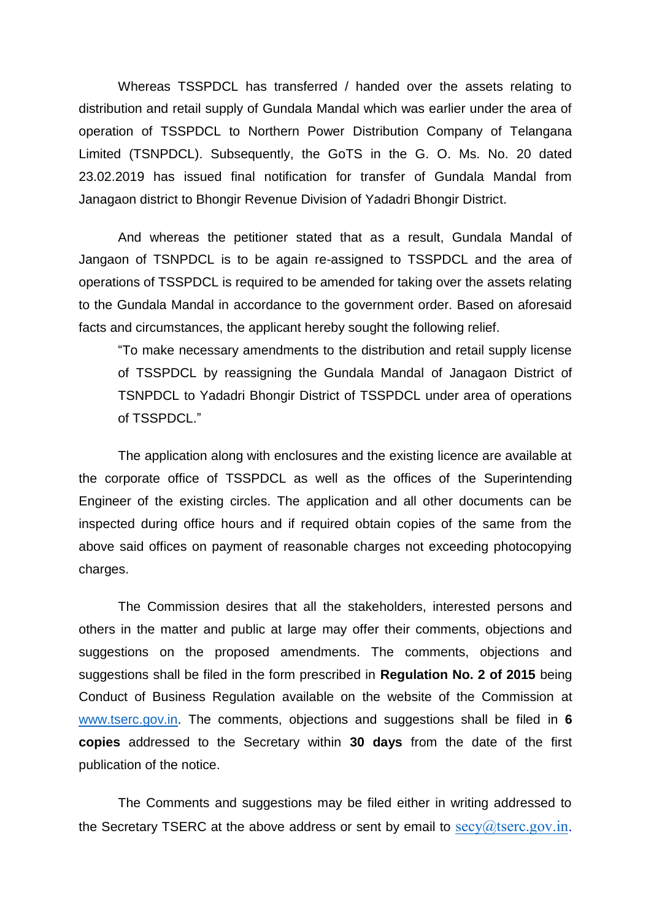Whereas TSSPDCL has transferred / handed over the assets relating to distribution and retail supply of Gundala Mandal which was earlier under the area of operation of TSSPDCL to Northern Power Distribution Company of Telangana Limited (TSNPDCL). Subsequently, the GoTS in the G. O. Ms. No. 20 dated 23.02.2019 has issued final notification for transfer of Gundala Mandal from Janagaon district to Bhongir Revenue Division of Yadadri Bhongir District.

And whereas the petitioner stated that as a result, Gundala Mandal of Jangaon of TSNPDCL is to be again re-assigned to TSSPDCL and the area of operations of TSSPDCL is required to be amended for taking over the assets relating to the Gundala Mandal in accordance to the government order. Based on aforesaid facts and circumstances, the applicant hereby sought the following relief.

> "To make necessary amendments to the distribution and retail supply license of TSSPDCL by reassigning the Gundala Mandal of Janagaon District of TSNPDCL to Yadadri Bhongir District of TSSPDCL under area of operations of TSSPDCL."

The application along with enclosures and the existing licence are available at the corporate office of TSSPDCL as well as the offices of the Superintending Engineer of the existing circles. The application and all other documents can be inspected during office hours and if required obtain copies of the same from the above said offices on payment of reasonable charges not exceeding photocopying charges.

The Commission desires that all the stakeholders, interested persons and others in the matter and public at large may offer their comments, objections and suggestions on the proposed amendments. The comments, objections and suggestions shall be filed in the form prescribed in **Regulation No. 2 of 2015** being Conduct of Business Regulation available on the website of the Commission at [www.tserc.gov.in](http://www.tserc.gov.in). The comments, objections and suggestions shall be filed in **6 copies** addressed to the Secretary within **30 days** from the date of the first publication of the notice.

The Comments and suggestions may be filed either in writing addressed to the Secretary TSERC at the above address or sent by email to [secy@tserc.gov.in](mailto:secy@tserc.gov.in).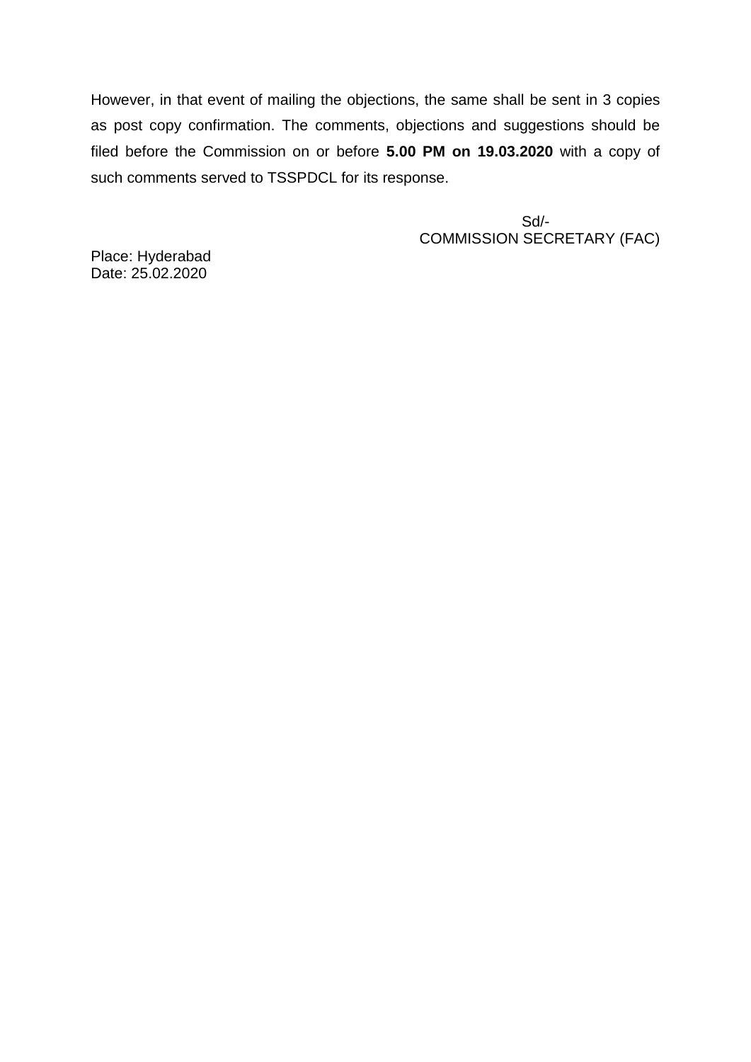However, in that event of mailing the objections, the same shall be sent in 3 copies as post copy confirmation. The comments, objections and suggestions should be filed before the Commission on or before **5.00 PM on 19.03.2020** with a copy of such comments served to TSSPDCL for its response.

Sd/-
COMMISSION SECRETARY (FAC)

Place: Hyderabad
Date: 25.02.2020